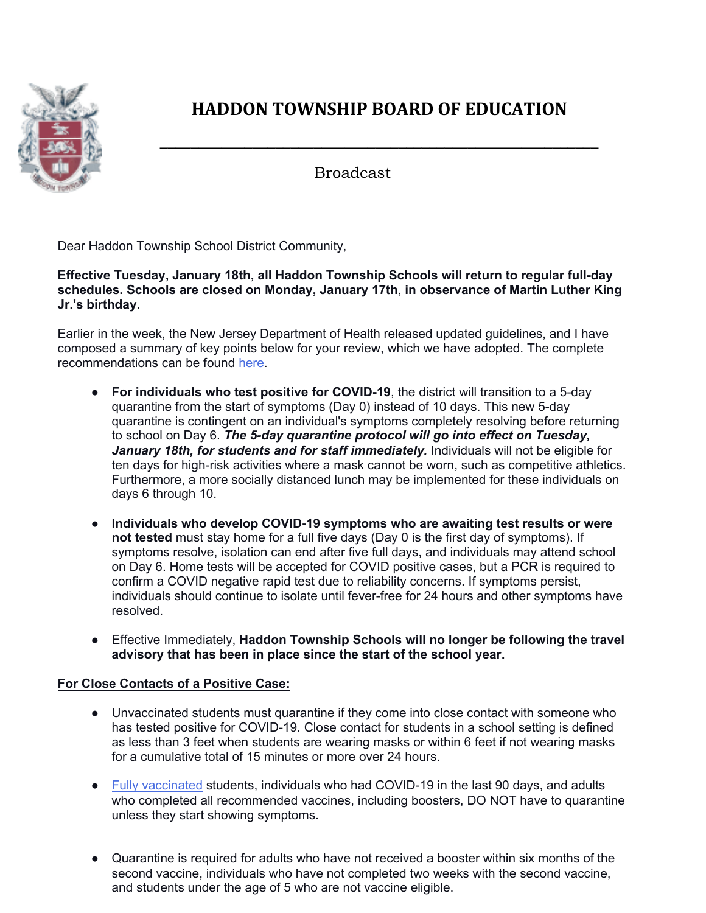# HADDON TOWNSHIP BOARD OF EDUCATION

Broadcast

Dear Haddon Township School District Community,

**Effective Tuesday, January 18th, all Haddon Township Schools will return to regular full-day schedules. Schools are closed on Monday, January 17th, in observance of Martin Luther King Jr.'s birthday.**

Earlier in the week, the New Jersey Department of Health released updated guidelines, and I have composed a summary of key points below for your review, which we have adopted. The complete recommendations can be found here.

- **For individuals who test positive for COVID-19**, the district will transition to a 5-day quarantine from the start of symptoms (Day 0) instead of 10 days. This new 5-day quarantine is contingent on an individual's symptoms completely resolving before returning to school on Day 6. ***The 5-day quarantine protocol will go into effect on Tuesday, January 18th, for students and for staff immediately.*** Individuals will not be eligible for ten days for high-risk activities where a mask cannot be worn, such as competitive athletics. Furthermore, a more socially distanced lunch may be implemented for these individuals on days 6 through 10.

- **Individuals who develop COVID-19 symptoms who are awaiting test results or were not tested** must stay home for a full five days (Day 0 is the first day of symptoms). If symptoms resolve, isolation can end after five full days, and individuals may attend school on Day 6. Home tests will be accepted for COVID positive cases, but a PCR is required to confirm a COVID negative rapid test due to reliability concerns. If symptoms persist, individuals should continue to isolate until fever-free for 24 hours and other symptoms have resolved.

- Effective Immediately, **Haddon Township Schools will no longer be following the travel advisory that has been in place since the start of the school year.**

**For Close Contacts of a Positive Case:**

- Unvaccinated students must quarantine if they come into close contact with someone who has tested positive for COVID-19. Close contact for students in a school setting is defined as less than 3 feet when students are wearing masks or within 6 feet if not wearing masks for a cumulative total of 15 minutes or more over 24 hours.

- Fully vaccinated students, individuals who had COVID-19 in the last 90 days, and adults who completed all recommended vaccines, including boosters, DO NOT have to quarantine unless they start showing symptoms.

- Quarantine is required for adults who have not received a booster within six months of the second vaccine, individuals who have not completed two weeks with the second vaccine, and students under the age of 5 who are not vaccine eligible.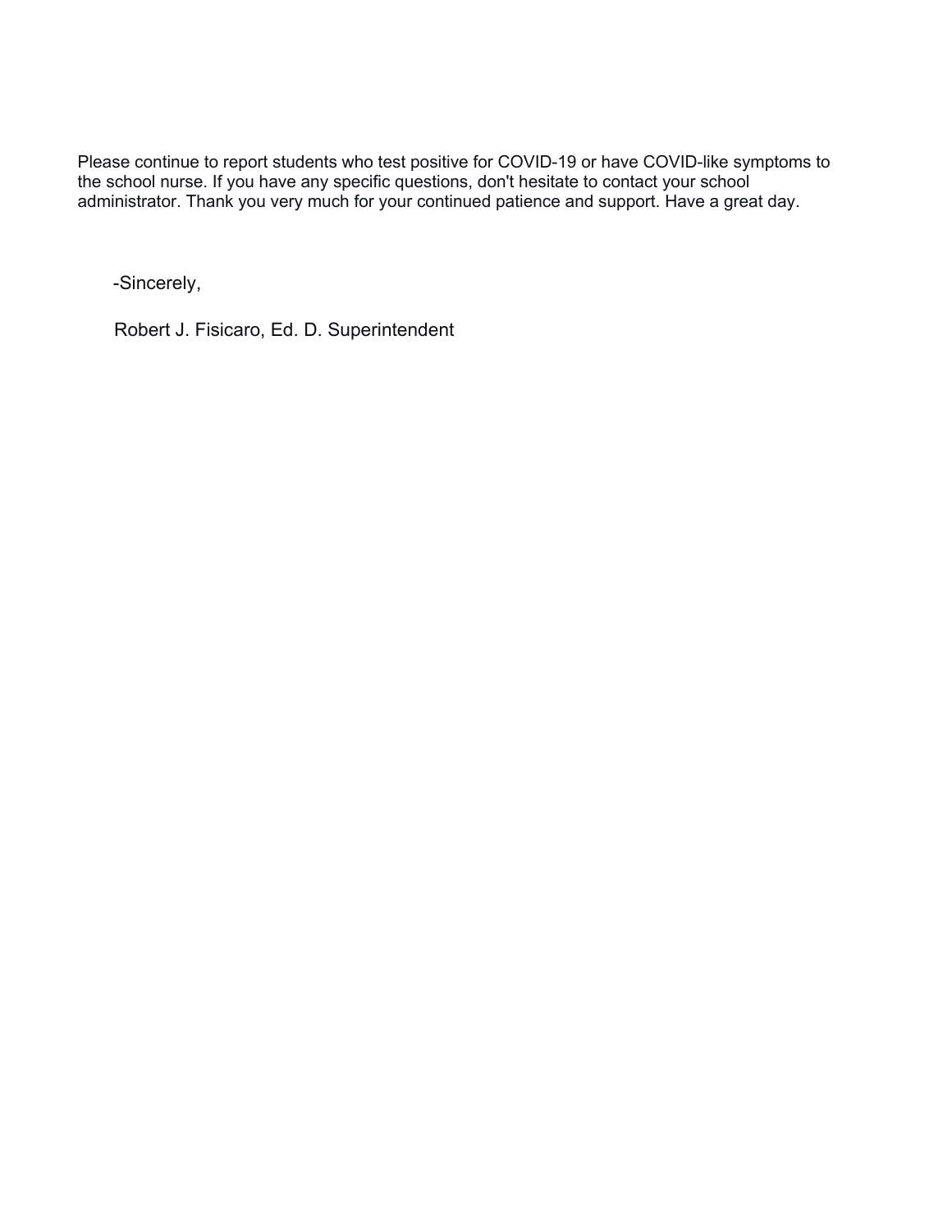Please continue to report students who test positive for COVID-19 or have COVID-like symptoms to the school nurse. If you have any specific questions, don't hesitate to contact your school administrator. Thank you very much for your continued patience and support. Have a great day.

-Sincerely,

Robert J. Fisicaro, Ed. D. Superintendent